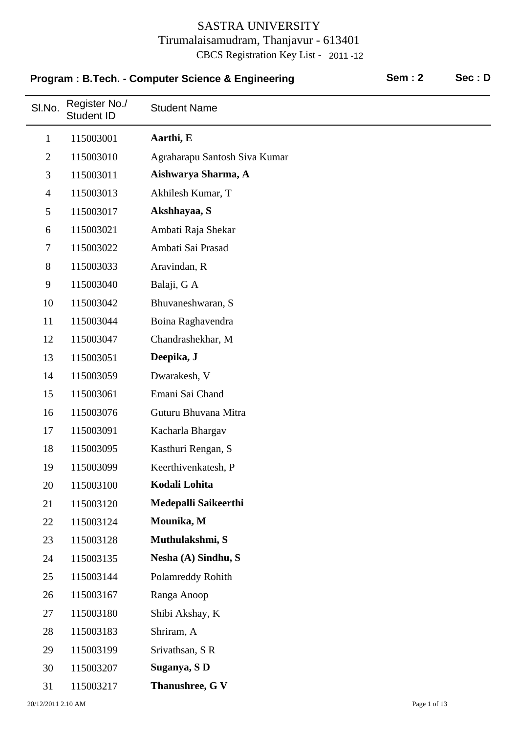# SASTRA UNIVERSITY

Tirumalaisamudram, Thanjavur - 613401

CBCS Registration Key List - 2011 -12

**Program : B.Tech. - Computer Science & Engineering** **Sem : 2** **Sec : D**

| Sl.No. | Register No./ Student ID | Student Name |
|---|---|---|
| 1 | 115003001 | **Aarthi, E** |
| 2 | 115003010 | Agraharapu Santosh Siva Kumar |
| 3 | 115003011 | **Aishwarya Sharma, A** |
| 4 | 115003013 | Akhilesh Kumar, T |
| 5 | 115003017 | **Akshhayaa, S** |
| 6 | 115003021 | Ambati Raja Shekar |
| 7 | 115003022 | Ambati Sai Prasad |
| 8 | 115003033 | Aravindan, R |
| 9 | 115003040 | Balaji, G A |
| 10 | 115003042 | Bhuvaneshwaran, S |
| 11 | 115003044 | Boina Raghavendra |
| 12 | 115003047 | Chandrashekhar, M |
| 13 | 115003051 | **Deepika, J** |
| 14 | 115003059 | Dwarakesh, V |
| 15 | 115003061 | Emani Sai Chand |
| 16 | 115003076 | Guturu Bhuvana Mitra |
| 17 | 115003091 | Kacharla Bhargav |
| 18 | 115003095 | Kasthuri Rengan, S |
| 19 | 115003099 | Keerthivenkatesh, P |
| 20 | 115003100 | **Kodali Lohita** |
| 21 | 115003120 | **Medepalli Saikeerthi** |
| 22 | 115003124 | **Mounika, M** |
| 23 | 115003128 | **Muthulakshmi, S** |
| 24 | 115003135 | **Nesha (A) Sindhu, S** |
| 25 | 115003144 | Polamreddy Rohith |
| 26 | 115003167 | Ranga Anoop |
| 27 | 115003180 | Shibi Akshay, K |
| 28 | 115003183 | Shriram, A |
| 29 | 115003199 | Srivathsan, S R |
| 30 | 115003207 | **Suganya, S D** |
| 31 | 115003217 | **Thanushree, G V** |

20/12/2011 2.10 AM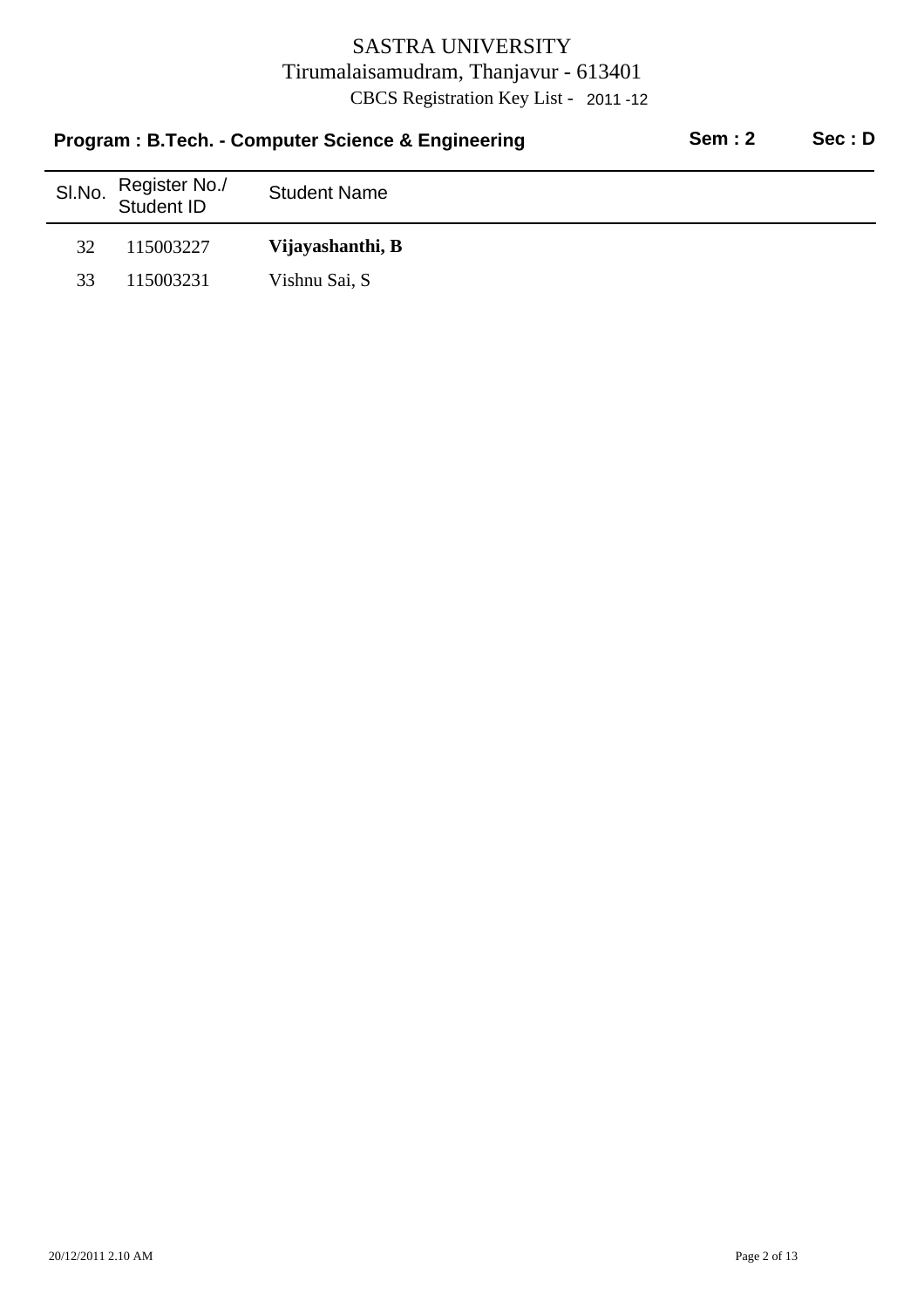# SASTRA UNIVERSITY

Tirumalaisamudram, Thanjavur - 613401

CBCS Registration Key List - 2011 -12

**Program : B.Tech. - Computer Science & Engineering** **Sem : 2** **Sec : D**

| Sl.No. | Register No./ Student ID | Student Name |
|---|---|---|
| 32 | 115003227 | **Vijayashanthi, B** |
| 33 | 115003231 | Vishnu Sai, S |

20/12/2011 2.10 AM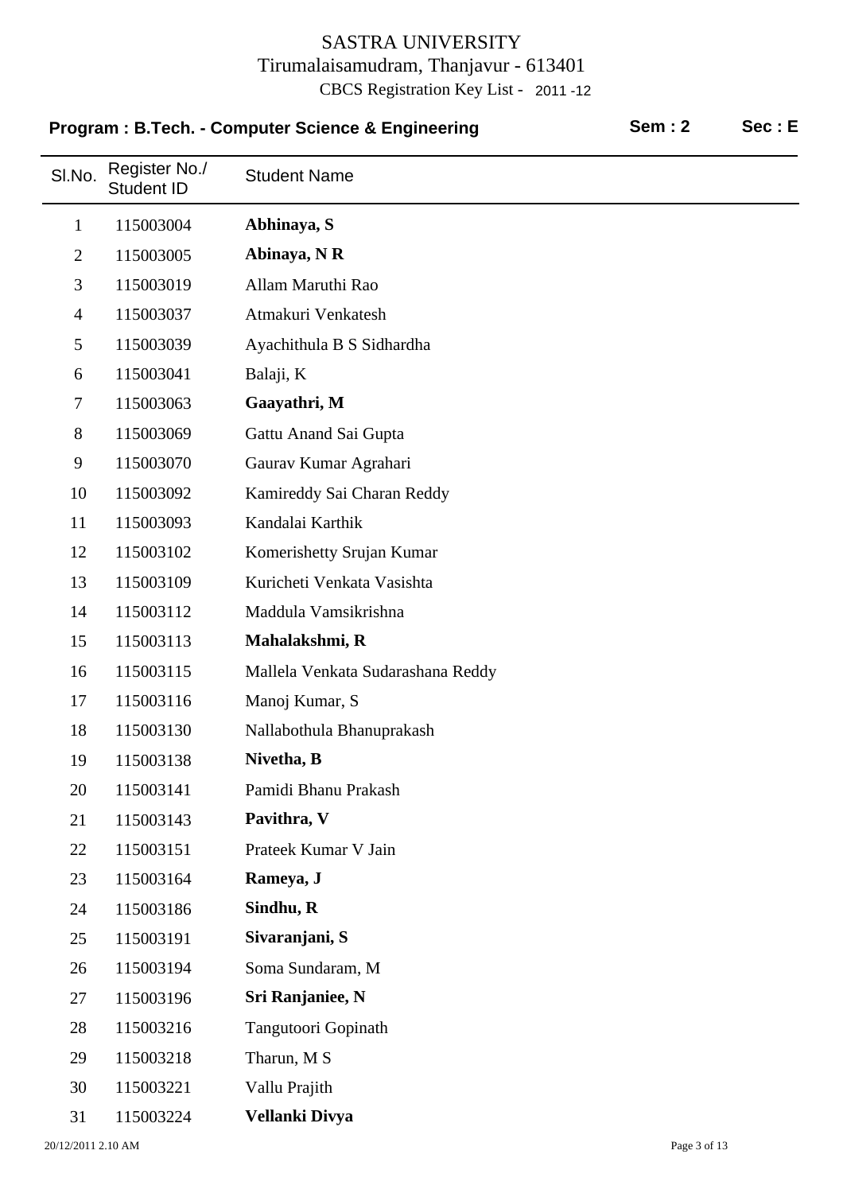SASTRA UNIVERSITY
Tirumalaisamudram, Thanjavur - 613401
CBCS Registration Key List - 2011 -12

**Program : B.Tech. - Computer Science & Engineering** **Sem : 2** **Sec : E**

| Sl.No. | Register No./ Student ID | Student Name |
|---|---|---|
| 1 | 115003004 | **Abhinaya, S** |
| 2 | 115003005 | **Abinaya, N R** |
| 3 | 115003019 | Allam Maruthi Rao |
| 4 | 115003037 | Atmakuri Venkatesh |
| 5 | 115003039 | Ayachithula B S Sidhardha |
| 6 | 115003041 | Balaji, K |
| 7 | 115003063 | **Gaayathri, M** |
| 8 | 115003069 | Gattu Anand Sai Gupta |
| 9 | 115003070 | Gaurav Kumar Agrahari |
| 10 | 115003092 | Kamireddy Sai Charan Reddy |
| 11 | 115003093 | Kandalai Karthik |
| 12 | 115003102 | Komerishetty Srujan Kumar |
| 13 | 115003109 | Kuricheti Venkata Vasishta |
| 14 | 115003112 | Maddula Vamsikrishna |
| 15 | 115003113 | **Mahalakshmi, R** |
| 16 | 115003115 | Mallela Venkata Sudarashana Reddy |
| 17 | 115003116 | Manoj Kumar, S |
| 18 | 115003130 | Nallabothula Bhanuprakash |
| 19 | 115003138 | **Nivetha, B** |
| 20 | 115003141 | Pamidi Bhanu Prakash |
| 21 | 115003143 | **Pavithra, V** |
| 22 | 115003151 | Prateek Kumar V Jain |
| 23 | 115003164 | **Rameya, J** |
| 24 | 115003186 | **Sindhu, R** |
| 25 | 115003191 | **Sivaranjani, S** |
| 26 | 115003194 | Soma Sundaram, M |
| 27 | 115003196 | **Sri Ranjaniee, N** |
| 28 | 115003216 | Tangutoori Gopinath |
| 29 | 115003218 | Tharun, M S |
| 30 | 115003221 | Vallu Prajith |
| 31 | 115003224 | **Vellanki Divya** |

20/12/2011 2.10 AM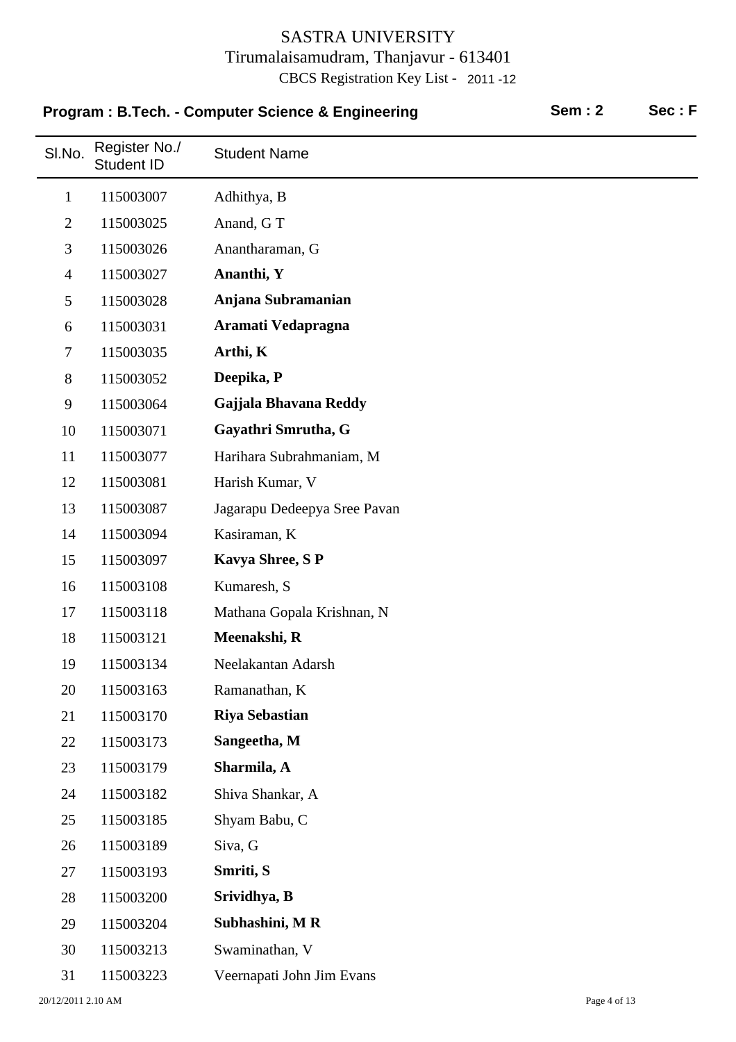# SASTRA UNIVERSITY

Tirumalaisamudram, Thanjavur - 613401

CBCS Registration Key List - 2011 -12

**Program : B.Tech. - Computer Science & Engineering** **Sem : 2** **Sec : F**

| Sl.No. | Register No./ Student ID | Student Name |
|---|---|---|
| 1 | 115003007 | Adhithya, B |
| 2 | 115003025 | Anand, G T |
| 3 | 115003026 | Anantharaman, G |
| 4 | 115003027 | **Ananthi, Y** |
| 5 | 115003028 | **Anjana Subramanian** |
| 6 | 115003031 | **Aramati Vedapragna** |
| 7 | 115003035 | **Arthi, K** |
| 8 | 115003052 | **Deepika, P** |
| 9 | 115003064 | **Gajjala Bhavana Reddy** |
| 10 | 115003071 | **Gayathri Smrutha, G** |
| 11 | 115003077 | Harihara Subrahmaniam, M |
| 12 | 115003081 | Harish Kumar, V |
| 13 | 115003087 | Jagarapu Dedeepya Sree Pavan |
| 14 | 115003094 | Kasiraman, K |
| 15 | 115003097 | **Kavya Shree, S P** |
| 16 | 115003108 | Kumaresh, S |
| 17 | 115003118 | Mathana Gopala Krishnan, N |
| 18 | 115003121 | **Meenakshi, R** |
| 19 | 115003134 | Neelakantan Adarsh |
| 20 | 115003163 | Ramanathan, K |
| 21 | 115003170 | **Riya Sebastian** |
| 22 | 115003173 | **Sangeetha, M** |
| 23 | 115003179 | **Sharmila, A** |
| 24 | 115003182 | Shiva Shankar, A |
| 25 | 115003185 | Shyam Babu, C |
| 26 | 115003189 | Siva, G |
| 27 | 115003193 | **Smriti, S** |
| 28 | 115003200 | **Srividhya, B** |
| 29 | 115003204 | **Subhashini, M R** |
| 30 | 115003213 | Swaminathan, V |
| 31 | 115003223 | Veernapati John Jim Evans |

20/12/2011 2.10 AM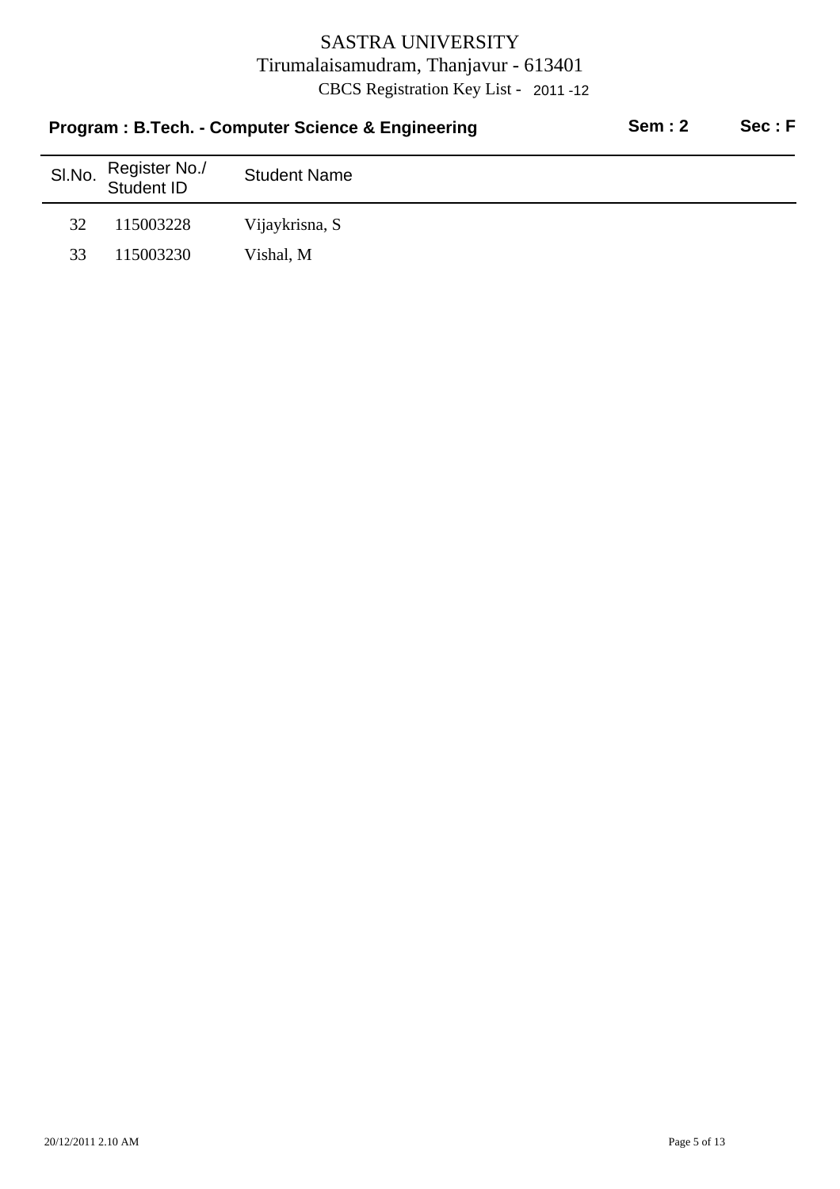SASTRA UNIVERSITY
Tirumalaisamudram, Thanjavur - 613401
CBCS Registration Key List - 2011 -12

**Program : B.Tech. - Computer Science & Engineering** **Sem : 2** **Sec : F**

| Sl.No. | Register No./ Student ID | Student Name |
|---|---|---|
| 32 | 115003228 | Vijaykrisna, S |
| 33 | 115003230 | Vishal, M |

20/12/2011 2.10 AM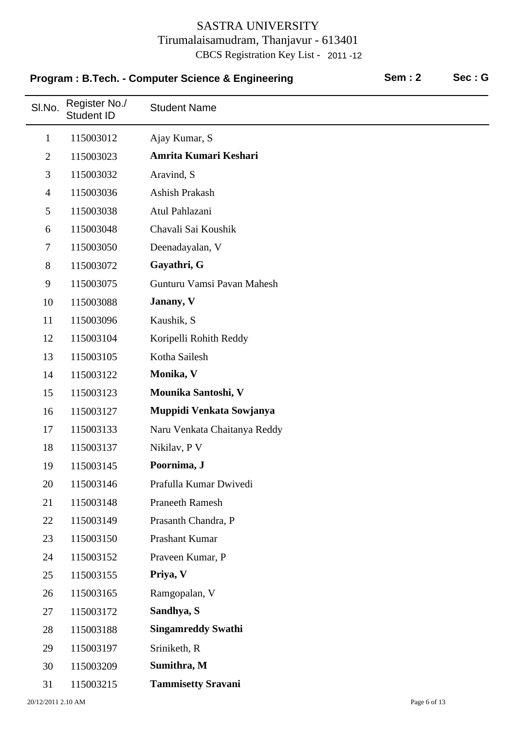# SASTRA UNIVERSITY

Tirumalaisamudram, Thanjavur - 613401

CBCS Registration Key List - 2011 -12

**Program : B.Tech. - Computer Science & Engineering** **Sem : 2** **Sec : G**

| Sl.No. | Register No./ Student ID | Student Name |
|---|---|---|
| 1 | 115003012 | Ajay Kumar, S |
| 2 | 115003023 | **Amrita Kumari Keshari** |
| 3 | 115003032 | Aravind, S |
| 4 | 115003036 | Ashish Prakash |
| 5 | 115003038 | Atul Pahlazani |
| 6 | 115003048 | Chavali Sai Koushik |
| 7 | 115003050 | Deenadayalan, V |
| 8 | 115003072 | **Gayathri, G** |
| 9 | 115003075 | Gunturu Vamsi Pavan Mahesh |
| 10 | 115003088 | **Janany, V** |
| 11 | 115003096 | Kaushik, S |
| 12 | 115003104 | Koripelli Rohith Reddy |
| 13 | 115003105 | Kotha Sailesh |
| 14 | 115003122 | **Monika, V** |
| 15 | 115003123 | **Mounika Santoshi, V** |
| 16 | 115003127 | **Muppidi Venkata Sowjanya** |
| 17 | 115003133 | Naru Venkata Chaitanya Reddy |
| 18 | 115003137 | Nikilav, P V |
| 19 | 115003145 | **Poornima, J** |
| 20 | 115003146 | Prafulla Kumar Dwivedi |
| 21 | 115003148 | Praneeth Ramesh |
| 22 | 115003149 | Prasanth Chandra, P |
| 23 | 115003150 | Prashant Kumar |
| 24 | 115003152 | Praveen Kumar, P |
| 25 | 115003155 | **Priya, V** |
| 26 | 115003165 | Ramgopalan, V |
| 27 | 115003172 | **Sandhya, S** |
| 28 | 115003188 | **Singamreddy Swathi** |
| 29 | 115003197 | Sriniketh, R |
| 30 | 115003209 | **Sumithra, M** |
| 31 | 115003215 | **Tammisetty Sravani** |

20/12/2011 2.10 AM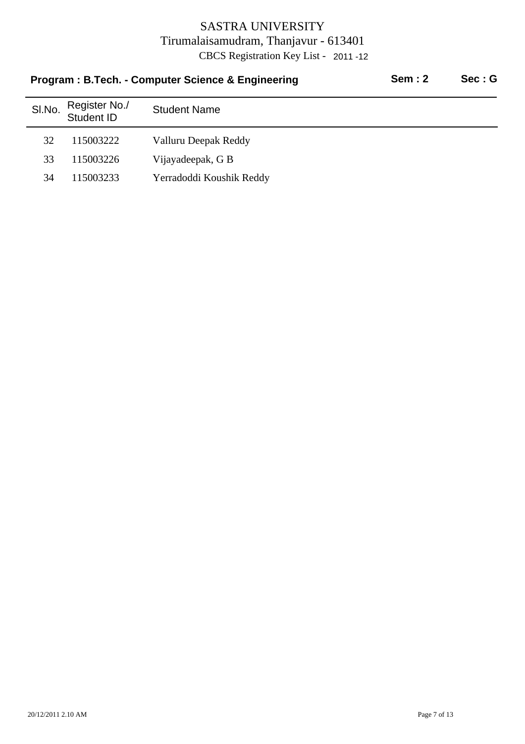SASTRA UNIVERSITY

Tirumalaisamudram, Thanjavur - 613401

CBCS Registration Key List - 2011 -12

**Program : B.Tech. - Computer Science & Engineering** **Sem : 2** **Sec : G**

| Sl.No. | Register No./ Student ID | Student Name |
|---|---|---|
| 32 | 115003222 | Valluru Deepak Reddy |
| 33 | 115003226 | Vijayadeepak, G B |
| 34 | 115003233 | Yerradoddi Koushik Reddy |

20/12/2011 2.10 AM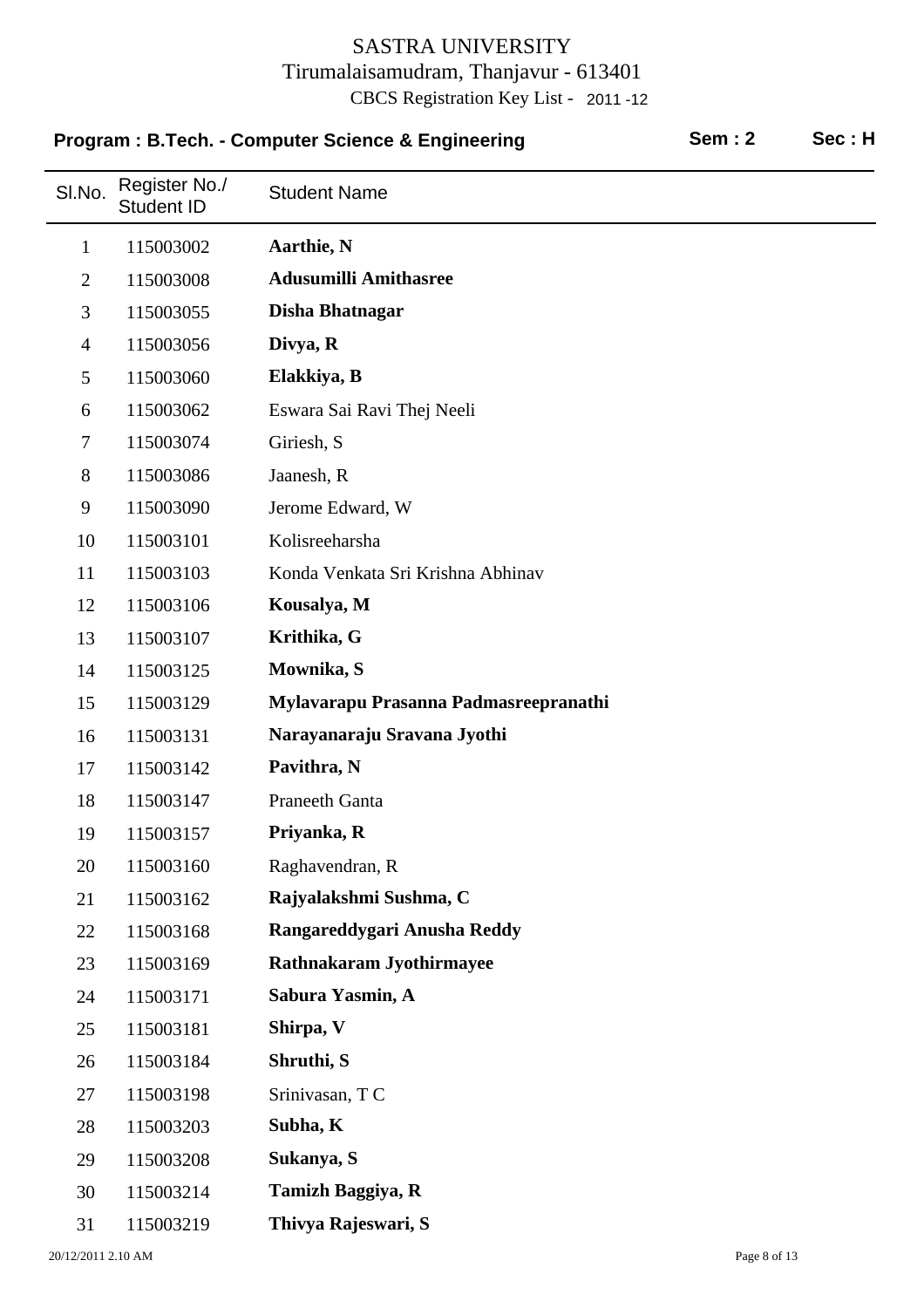# SASTRA UNIVERSITY

Tirumalaisamudram, Thanjavur - 613401

CBCS Registration Key List - 2011 -12

**Program : B.Tech. - Computer Science & Engineering** **Sem : 2** **Sec : H**

| Sl.No. | Register No./ Student ID | Student Name |
|---|---|---|
| 1 | 115003002 | **Aarthie, N** |
| 2 | 115003008 | **Adusumilli Amithasree** |
| 3 | 115003055 | **Disha Bhatnagar** |
| 4 | 115003056 | **Divya, R** |
| 5 | 115003060 | **Elakkiya, B** |
| 6 | 115003062 | Eswara Sai Ravi Thej Neeli |
| 7 | 115003074 | Giriesh, S |
| 8 | 115003086 | Jaanesh, R |
| 9 | 115003090 | Jerome Edward, W |
| 10 | 115003101 | Kolisreeharsha |
| 11 | 115003103 | Konda Venkata Sri Krishna Abhinav |
| 12 | 115003106 | **Kousalya, M** |
| 13 | 115003107 | **Krithika, G** |
| 14 | 115003125 | **Mownika, S** |
| 15 | 115003129 | **Mylavarapu Prasanna Padmasreepranathi** |
| 16 | 115003131 | **Narayanaraju Sravana Jyothi** |
| 17 | 115003142 | **Pavithra, N** |
| 18 | 115003147 | Praneeth Ganta |
| 19 | 115003157 | **Priyanka, R** |
| 20 | 115003160 | Raghavendran, R |
| 21 | 115003162 | **Rajyalakshmi Sushma, C** |
| 22 | 115003168 | **Rangareddygari Anusha Reddy** |
| 23 | 115003169 | **Rathnakaram Jyothirmayee** |
| 24 | 115003171 | **Sabura Yasmin, A** |
| 25 | 115003181 | **Shirpa, V** |
| 26 | 115003184 | **Shruthi, S** |
| 27 | 115003198 | Srinivasan, T C |
| 28 | 115003203 | **Subha, K** |
| 29 | 115003208 | **Sukanya, S** |
| 30 | 115003214 | **Tamizh Baggiya, R** |
| 31 | 115003219 | **Thivya Rajeswari, S** |

20/12/2011 2.10 AM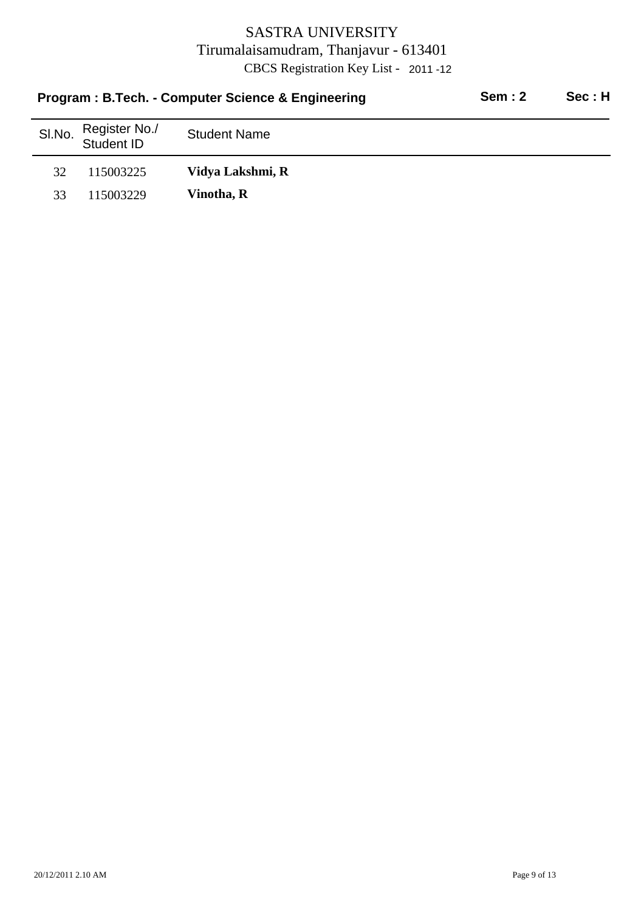# SASTRA UNIVERSITY

Tirumalaisamudram, Thanjavur - 613401

CBCS Registration Key List - 2011 -12

**Program : B.Tech. - Computer Science & Engineering** **Sem : 2** **Sec : H**

| Sl.No. | Register No./ Student ID | Student Name |
|---|---|---|
| 32 | 115003225 | **Vidya Lakshmi, R** |
| 33 | 115003229 | **Vinotha, R** |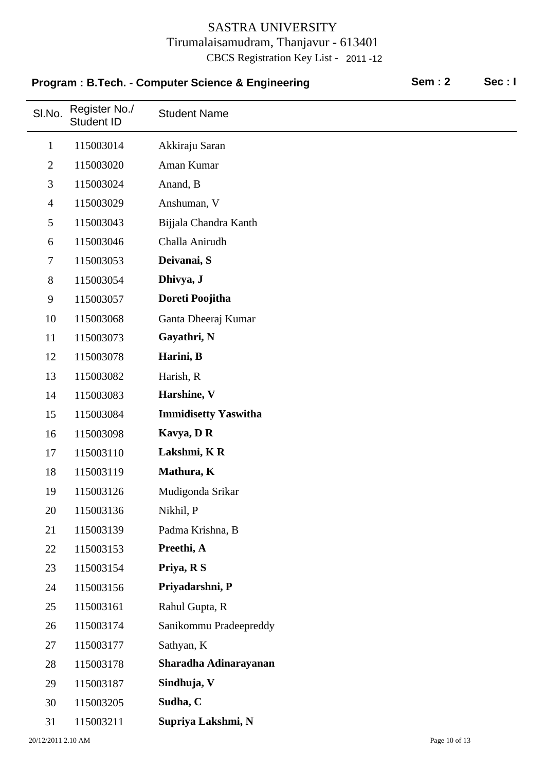# SASTRA UNIVERSITY

Tirumalaisamudram, Thanjavur - 613401

CBCS Registration Key List - 2011 -12

**Program : B.Tech. - Computer Science & Engineering** **Sem : 2** **Sec : I**

| Sl.No. | Register No./ Student ID | Student Name |
|---|---|---|
| 1 | 115003014 | Akkiraju Saran |
| 2 | 115003020 | Aman Kumar |
| 3 | 115003024 | Anand, B |
| 4 | 115003029 | Anshuman, V |
| 5 | 115003043 | Bijjala Chandra Kanth |
| 6 | 115003046 | Challa Anirudh |
| 7 | 115003053 | **Deivanai, S** |
| 8 | 115003054 | **Dhivya, J** |
| 9 | 115003057 | **Doreti Poojitha** |
| 10 | 115003068 | Ganta Dheeraj Kumar |
| 11 | 115003073 | **Gayathri, N** |
| 12 | 115003078 | **Harini, B** |
| 13 | 115003082 | Harish, R |
| 14 | 115003083 | **Harshine, V** |
| 15 | 115003084 | **Immidisetty Yaswitha** |
| 16 | 115003098 | **Kavya, D R** |
| 17 | 115003110 | **Lakshmi, K R** |
| 18 | 115003119 | **Mathura, K** |
| 19 | 115003126 | Mudigonda Srikar |
| 20 | 115003136 | Nikhil, P |
| 21 | 115003139 | Padma Krishna, B |
| 22 | 115003153 | **Preethi, A** |
| 23 | 115003154 | **Priya, R S** |
| 24 | 115003156 | **Priyadarshni, P** |
| 25 | 115003161 | Rahul Gupta, R |
| 26 | 115003174 | Sanikommu Pradeepreddy |
| 27 | 115003177 | Sathyan, K |
| 28 | 115003178 | **Sharadha Adinarayanan** |
| 29 | 115003187 | **Sindhuja, V** |
| 30 | 115003205 | **Sudha, C** |
| 31 | 115003211 | **Supriya Lakshmi, N** |

20/12/2011 2.10 AM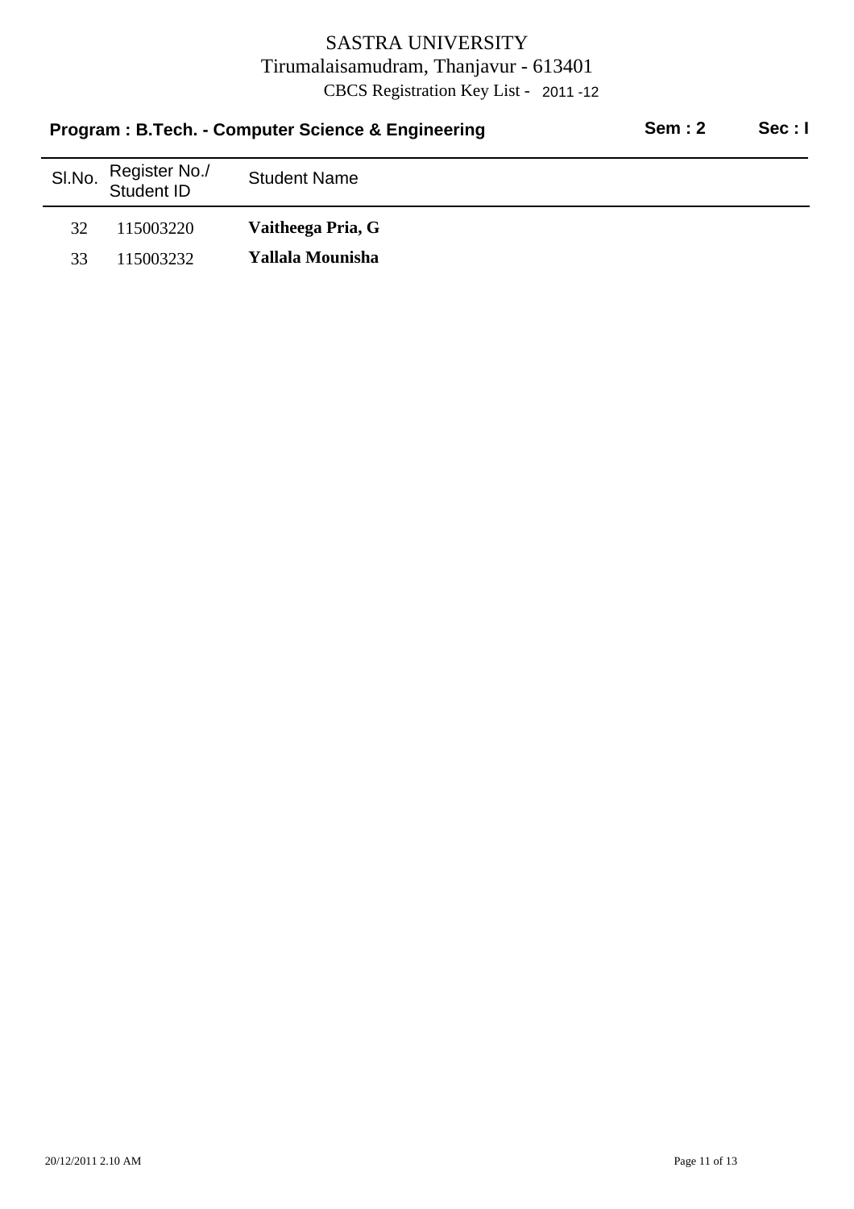# SASTRA UNIVERSITY

Tirumalaisamudram, Thanjavur - 613401

CBCS Registration Key List - 2011 -12

**Program : B.Tech. - Computer Science & Engineering** **Sem : 2** **Sec : I**

| Sl.No. | Register No./ Student ID | Student Name |
|---|---|---|
| 32 | 115003220 | **Vaitheega Pria, G** |
| 33 | 115003232 | **Yallala Mounisha** |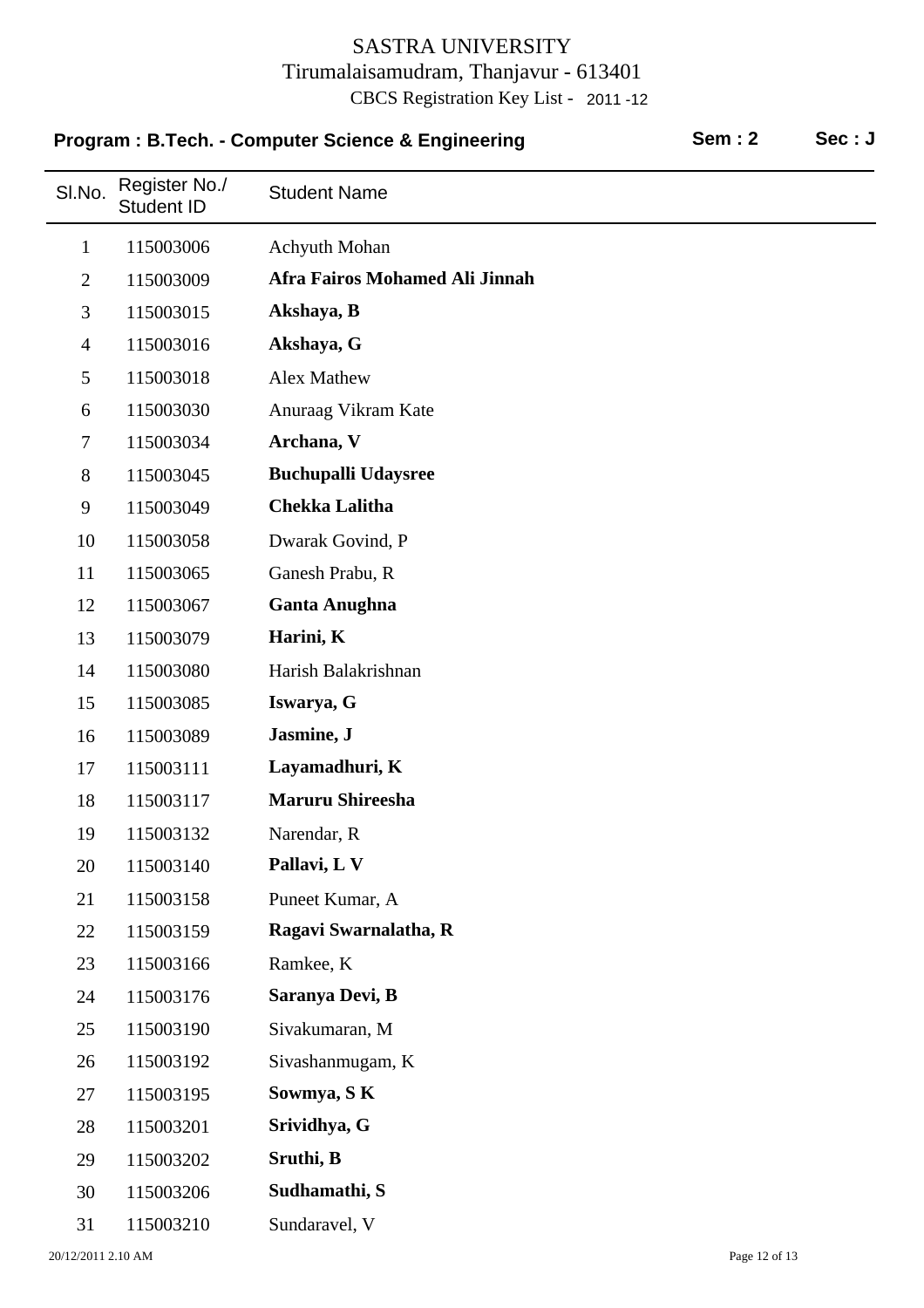# SASTRA UNIVERSITY

Tirumalaisamudram, Thanjavur - 613401

CBCS Registration Key List - 2011 -12

**Program : B.Tech. - Computer Science & Engineering** **Sem : 2** **Sec : J**

| Sl.No. | Register No./ Student ID | Student Name |
|---|---|---|
| 1 | 115003006 | Achyuth Mohan |
| 2 | 115003009 | **Afra Fairos Mohamed Ali Jinnah** |
| 3 | 115003015 | **Akshaya, B** |
| 4 | 115003016 | **Akshaya, G** |
| 5 | 115003018 | Alex Mathew |
| 6 | 115003030 | Anuraag Vikram Kate |
| 7 | 115003034 | **Archana, V** |
| 8 | 115003045 | **Buchupalli Udaysree** |
| 9 | 115003049 | **Chekka Lalitha** |
| 10 | 115003058 | Dwarak Govind, P |
| 11 | 115003065 | Ganesh Prabu, R |
| 12 | 115003067 | **Ganta Anughna** |
| 13 | 115003079 | **Harini, K** |
| 14 | 115003080 | Harish Balakrishnan |
| 15 | 115003085 | **Iswarya, G** |
| 16 | 115003089 | **Jasmine, J** |
| 17 | 115003111 | **Layamadhuri, K** |
| 18 | 115003117 | **Maruru Shireesha** |
| 19 | 115003132 | Narendar, R |
| 20 | 115003140 | **Pallavi, L V** |
| 21 | 115003158 | Puneet Kumar, A |
| 22 | 115003159 | **Ragavi Swarnalatha, R** |
| 23 | 115003166 | Ramkee, K |
| 24 | 115003176 | **Saranya Devi, B** |
| 25 | 115003190 | Sivakumaran, M |
| 26 | 115003192 | Sivashanmugam, K |
| 27 | 115003195 | **Sowmya, S K** |
| 28 | 115003201 | **Srividhya, G** |
| 29 | 115003202 | **Sruthi, B** |
| 30 | 115003206 | **Sudhamathi, S** |
| 31 | 115003210 | Sundaravel, V |

20/12/2011 2.10 AM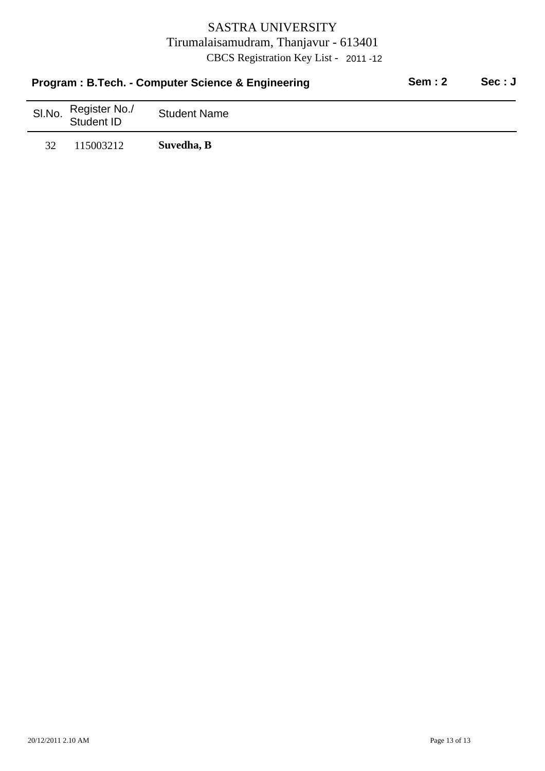# SASTRA UNIVERSITY

Tirumalaisamudram, Thanjavur - 613401

CBCS Registration Key List - 2011 -12

**Program : B.Tech. - Computer Science & Engineering** **Sem : 2** **Sec : J**

| Sl.No. | Register No./ Student ID | Student Name |
|---|---|---|
| 32 | 115003212 | **Suvedha, B** |

20/12/2011 2.10 AM